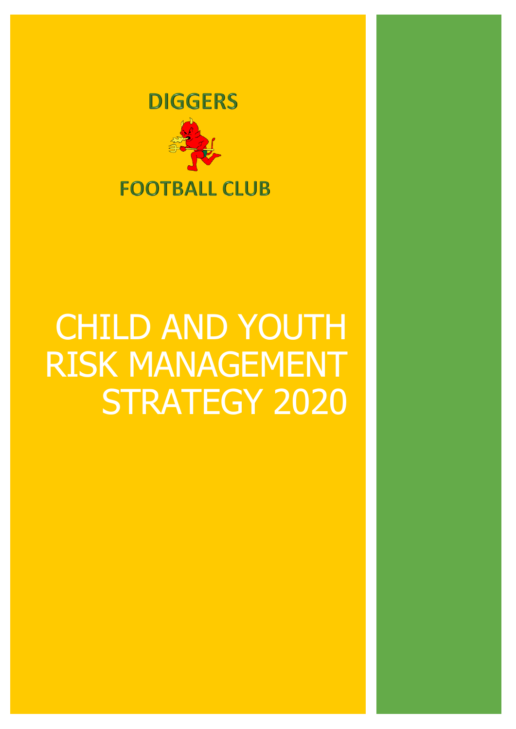DIGGERS

FOOTBALL CLUB

# CHILD AND YOUTH RISK MANAGEMENT STRATEGY 2020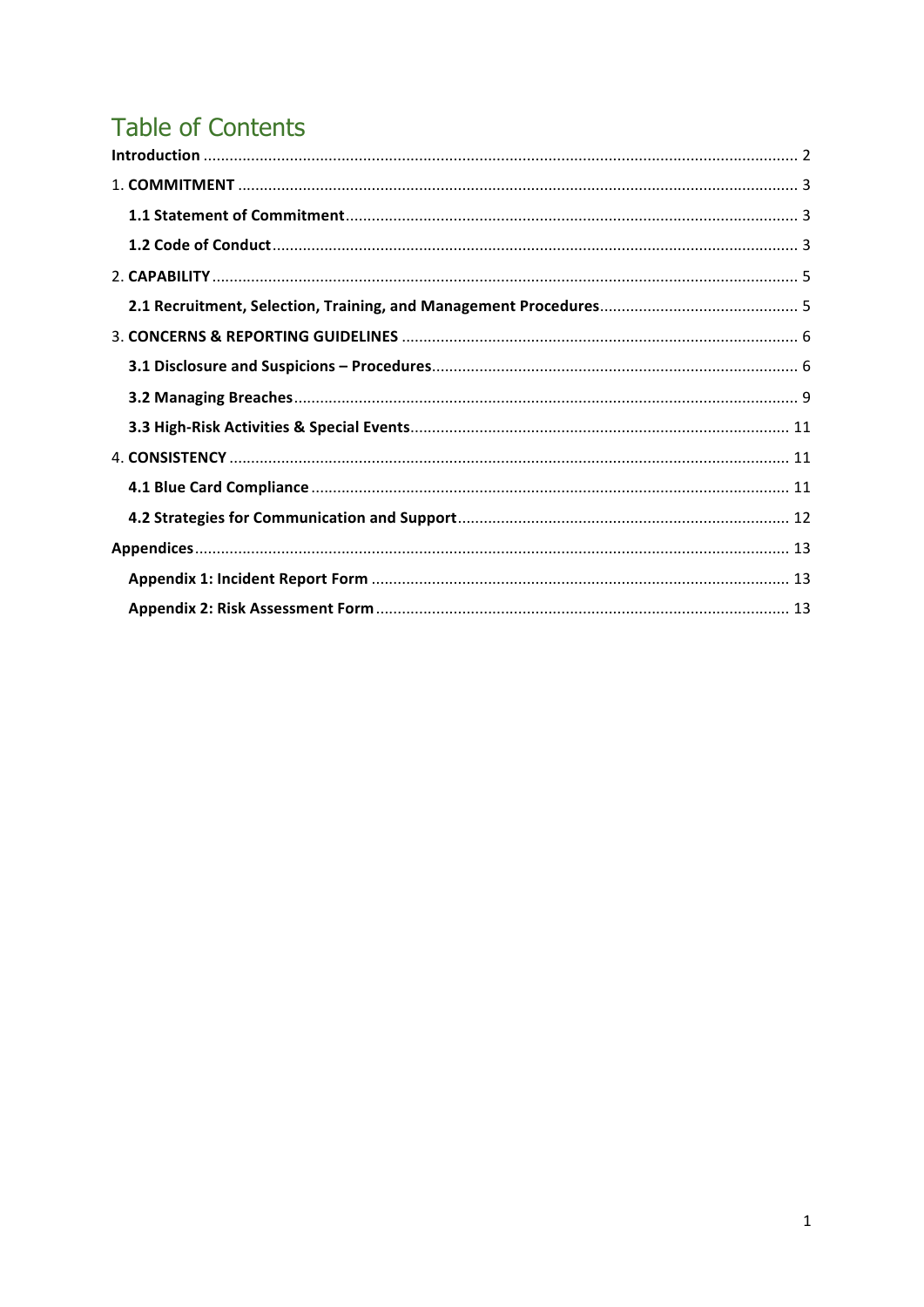# Table of Contents

**Introduction** ........ 2

1. **COMMITMENT** ........ 3
   - **1.1 Statement of Commitment** ........ 3
   - **1.2 Code of Conduct** ........ 3
2. **CAPABILITY** ........ 5
   - **2.1 Recruitment, Selection, Training, and Management Procedures** ........ 5
3. **CONCERNS & REPORTING GUIDELINES** ........ 6
   - **3.1 Disclosure and Suspicions – Procedures** ........ 6
   - **3.2 Managing Breaches** ........ 9
   - **3.3 High-Risk Activities & Special Events** ........ 11
4. **CONSISTENCY** ........ 11
   - **4.1 Blue Card Compliance** ........ 11
   - **4.2 Strategies for Communication and Support** ........ 12

**Appendices** ........ 13

- **Appendix 1: Incident Report Form** ........ 13
- **Appendix 2: Risk Assessment Form** ........ 13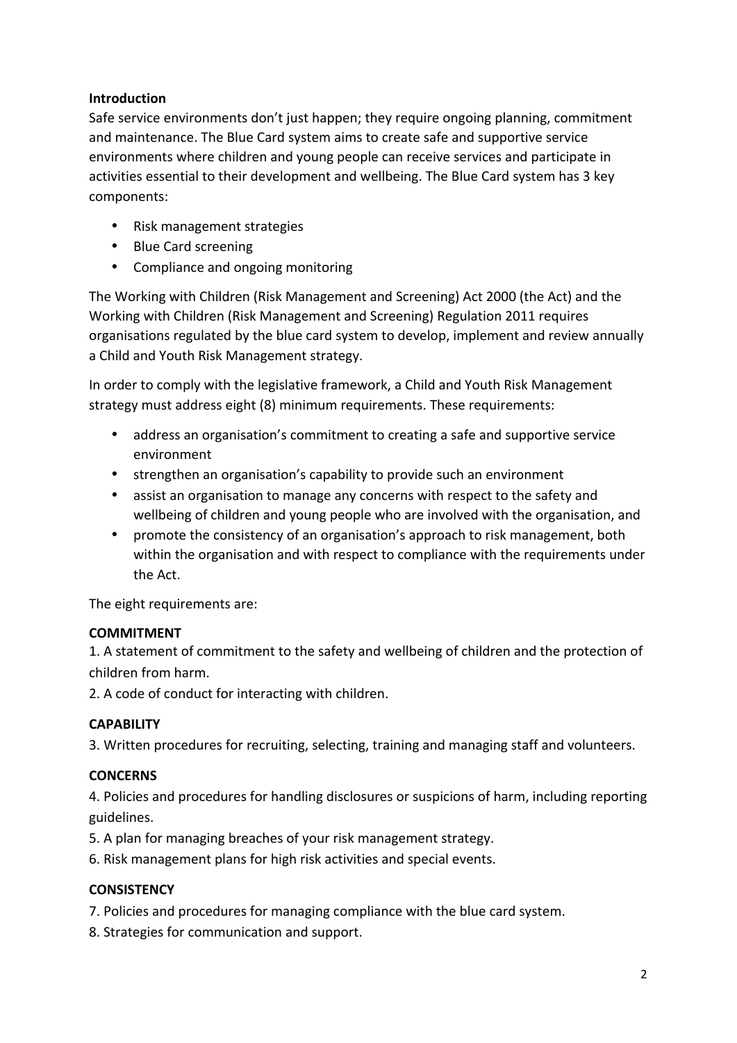**Introduction**

Safe service environments don't just happen; they require ongoing planning, commitment and maintenance. The Blue Card system aims to create safe and supportive service environments where children and young people can receive services and participate in activities essential to their development and wellbeing. The Blue Card system has 3 key components:

- Risk management strategies
- Blue Card screening
- Compliance and ongoing monitoring

The Working with Children (Risk Management and Screening) Act 2000 (the Act) and the Working with Children (Risk Management and Screening) Regulation 2011 requires organisations regulated by the blue card system to develop, implement and review annually a Child and Youth Risk Management strategy.

In order to comply with the legislative framework, a Child and Youth Risk Management strategy must address eight (8) minimum requirements. These requirements:

- address an organisation's commitment to creating a safe and supportive service environment
- strengthen an organisation's capability to provide such an environment
- assist an organisation to manage any concerns with respect to the safety and wellbeing of children and young people who are involved with the organisation, and
- promote the consistency of an organisation's approach to risk management, both within the organisation and with respect to compliance with the requirements under the Act.

The eight requirements are:

**COMMITMENT**

1. A statement of commitment to the safety and wellbeing of children and the protection of children from harm.
2. A code of conduct for interacting with children.

**CAPABILITY**

3. Written procedures for recruiting, selecting, training and managing staff and volunteers.

**CONCERNS**

4. Policies and procedures for handling disclosures or suspicions of harm, including reporting guidelines.
5. A plan for managing breaches of your risk management strategy.
6. Risk management plans for high risk activities and special events.

**CONSISTENCY**

7. Policies and procedures for managing compliance with the blue card system.
8. Strategies for communication and support.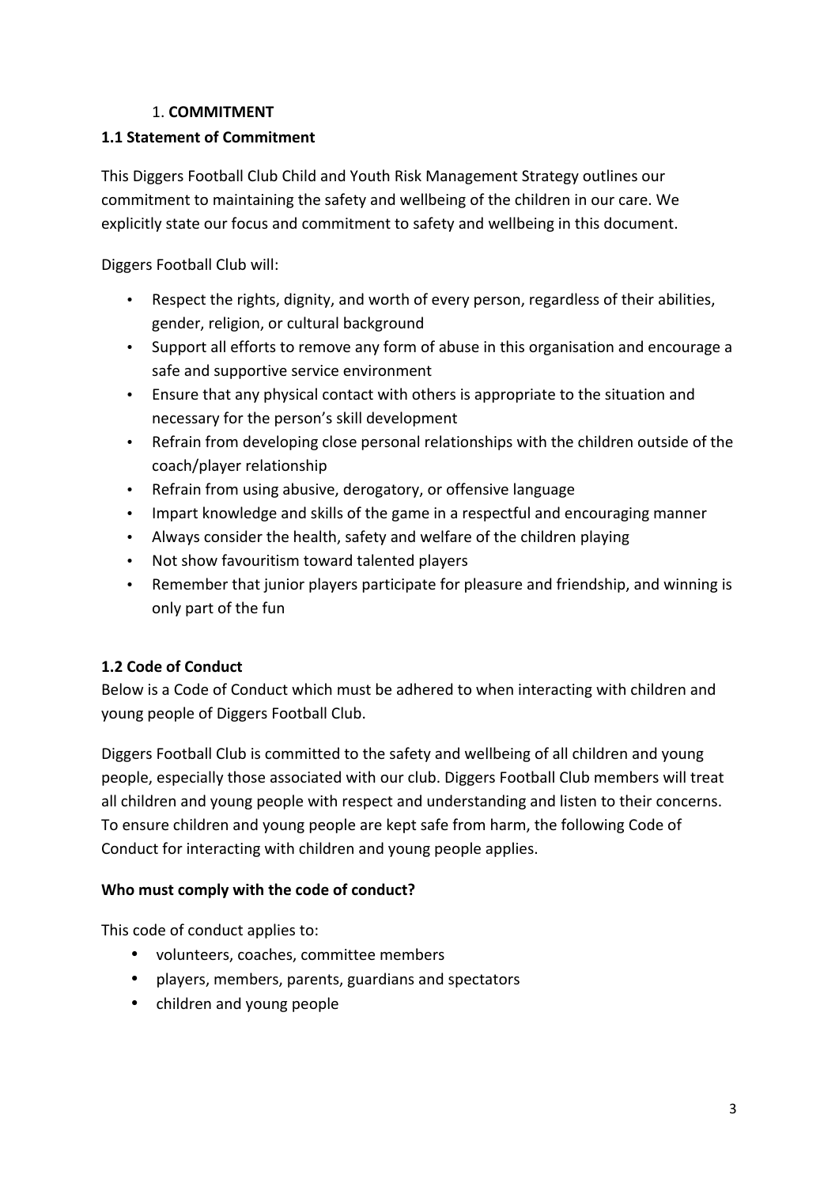## 1. COMMITMENT

### 1.1 Statement of Commitment

This Diggers Football Club Child and Youth Risk Management Strategy outlines our commitment to maintaining the safety and wellbeing of the children in our care. We explicitly state our focus and commitment to safety and wellbeing in this document.

Diggers Football Club will:

- Respect the rights, dignity, and worth of every person, regardless of their abilities, gender, religion, or cultural background
- Support all efforts to remove any form of abuse in this organisation and encourage a safe and supportive service environment
- Ensure that any physical contact with others is appropriate to the situation and necessary for the person's skill development
- Refrain from developing close personal relationships with the children outside of the coach/player relationship
- Refrain from using abusive, derogatory, or offensive language
- Impart knowledge and skills of the game in a respectful and encouraging manner
- Always consider the health, safety and welfare of the children playing
- Not show favouritism toward talented players
- Remember that junior players participate for pleasure and friendship, and winning is only part of the fun

### 1.2 Code of Conduct

Below is a Code of Conduct which must be adhered to when interacting with children and young people of Diggers Football Club.

Diggers Football Club is committed to the safety and wellbeing of all children and young people, especially those associated with our club. Diggers Football Club members will treat all children and young people with respect and understanding and listen to their concerns. To ensure children and young people are kept safe from harm, the following Code of Conduct for interacting with children and young people applies.

**Who must comply with the code of conduct?**

This code of conduct applies to:

- volunteers, coaches, committee members
- players, members, parents, guardians and spectators
- children and young people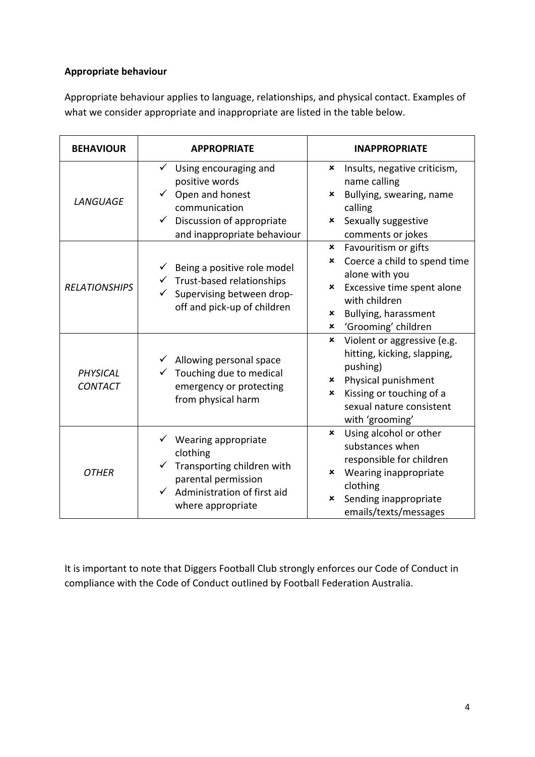**Appropriate behaviour**

Appropriate behaviour applies to language, relationships, and physical contact. Examples of what we consider appropriate and inappropriate are listed in the table below.

| BEHAVIOUR | APPROPRIATE | INAPPROPRIATE |
|---|---|---|
| *LANGUAGE* | ✓ Using encouraging and positive words<br>✓ Open and honest communication<br>✓ Discussion of appropriate and inappropriate behaviour | ✗ Insults, negative criticism, name calling<br>✗ Bullying, swearing, name calling<br>✗ Sexually suggestive comments or jokes |
| *RELATIONSHIPS* | ✓ Being a positive role model<br>✓ Trust-based relationships<br>✓ Supervising between drop-off and pick-up of children | ✗ Favouritism or gifts<br>✗ Coerce a child to spend time alone with you<br>✗ Excessive time spent alone with children<br>✗ Bullying, harassment<br>✗ 'Grooming' children |
| *PHYSICAL CONTACT* | ✓ Allowing personal space<br>✓ Touching due to medical emergency or protecting from physical harm | ✗ Violent or aggressive (e.g. hitting, kicking, slapping, pushing)<br>✗ Physical punishment<br>✗ Kissing or touching of a sexual nature consistent with 'grooming' |
| *OTHER* | ✓ Wearing appropriate clothing<br>✓ Transporting children with parental permission<br>✓ Administration of first aid where appropriate | ✗ Using alcohol or other substances when responsible for children<br>✗ Wearing inappropriate clothing<br>✗ Sending inappropriate emails/texts/messages |

It is important to note that Diggers Football Club strongly enforces our Code of Conduct in compliance with the Code of Conduct outlined by Football Federation Australia.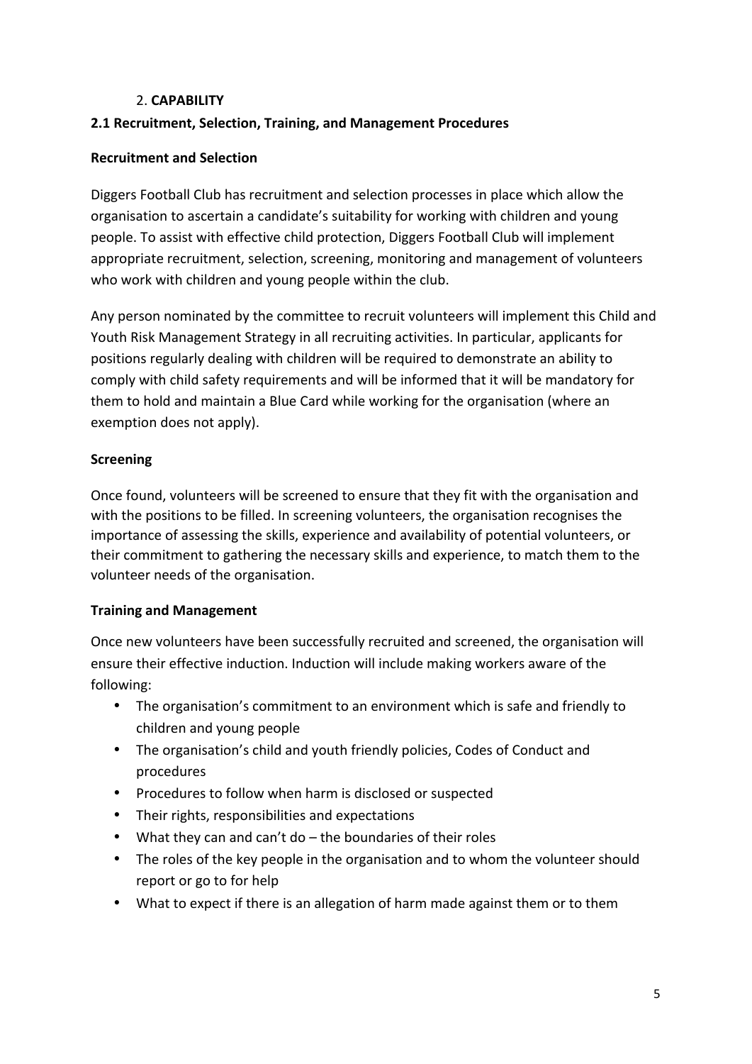## 2. **CAPABILITY**

### 2.1 Recruitment, Selection, Training, and Management Procedures

**Recruitment and Selection**

Diggers Football Club has recruitment and selection processes in place which allow the organisation to ascertain a candidate's suitability for working with children and young people. To assist with effective child protection, Diggers Football Club will implement appropriate recruitment, selection, screening, monitoring and management of volunteers who work with children and young people within the club.

Any person nominated by the committee to recruit volunteers will implement this Child and Youth Risk Management Strategy in all recruiting activities. In particular, applicants for positions regularly dealing with children will be required to demonstrate an ability to comply with child safety requirements and will be informed that it will be mandatory for them to hold and maintain a Blue Card while working for the organisation (where an exemption does not apply).

**Screening**

Once found, volunteers will be screened to ensure that they fit with the organisation and with the positions to be filled. In screening volunteers, the organisation recognises the importance of assessing the skills, experience and availability of potential volunteers, or their commitment to gathering the necessary skills and experience, to match them to the volunteer needs of the organisation.

**Training and Management**

Once new volunteers have been successfully recruited and screened, the organisation will ensure their effective induction. Induction will include making workers aware of the following:

- The organisation's commitment to an environment which is safe and friendly to children and young people
- The organisation's child and youth friendly policies, Codes of Conduct and procedures
- Procedures to follow when harm is disclosed or suspected
- Their rights, responsibilities and expectations
- What they can and can't do – the boundaries of their roles
- The roles of the key people in the organisation and to whom the volunteer should report or go to for help
- What to expect if there is an allegation of harm made against them or to them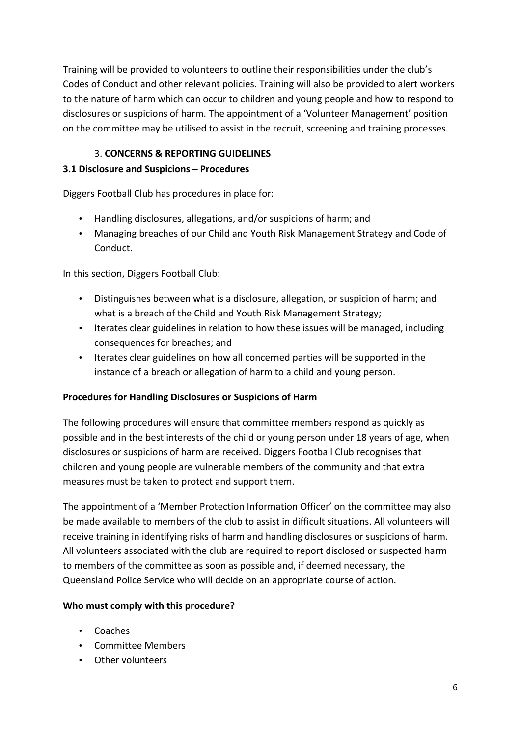Training will be provided to volunteers to outline their responsibilities under the club's Codes of Conduct and other relevant policies. Training will also be provided to alert workers to the nature of harm which can occur to children and young people and how to respond to disclosures or suspicions of harm. The appointment of a 'Volunteer Management' position on the committee may be utilised to assist in the recruit, screening and training processes.

## 3. CONCERNS & REPORTING GUIDELINES

### 3.1 Disclosure and Suspicions – Procedures

Diggers Football Club has procedures in place for:

- Handling disclosures, allegations, and/or suspicions of harm; and
- Managing breaches of our Child and Youth Risk Management Strategy and Code of Conduct.

In this section, Diggers Football Club:

- Distinguishes between what is a disclosure, allegation, or suspicion of harm; and what is a breach of the Child and Youth Risk Management Strategy;
- Iterates clear guidelines in relation to how these issues will be managed, including consequences for breaches; and
- Iterates clear guidelines on how all concerned parties will be supported in the instance of a breach or allegation of harm to a child and young person.

**Procedures for Handling Disclosures or Suspicions of Harm**

The following procedures will ensure that committee members respond as quickly as possible and in the best interests of the child or young person under 18 years of age, when disclosures or suspicions of harm are received. Diggers Football Club recognises that children and young people are vulnerable members of the community and that extra measures must be taken to protect and support them.

The appointment of a 'Member Protection Information Officer' on the committee may also be made available to members of the club to assist in difficult situations. All volunteers will receive training in identifying risks of harm and handling disclosures or suspicions of harm. All volunteers associated with the club are required to report disclosed or suspected harm to members of the committee as soon as possible and, if deemed necessary, the Queensland Police Service who will decide on an appropriate course of action.

**Who must comply with this procedure?**

- Coaches
- Committee Members
- Other volunteers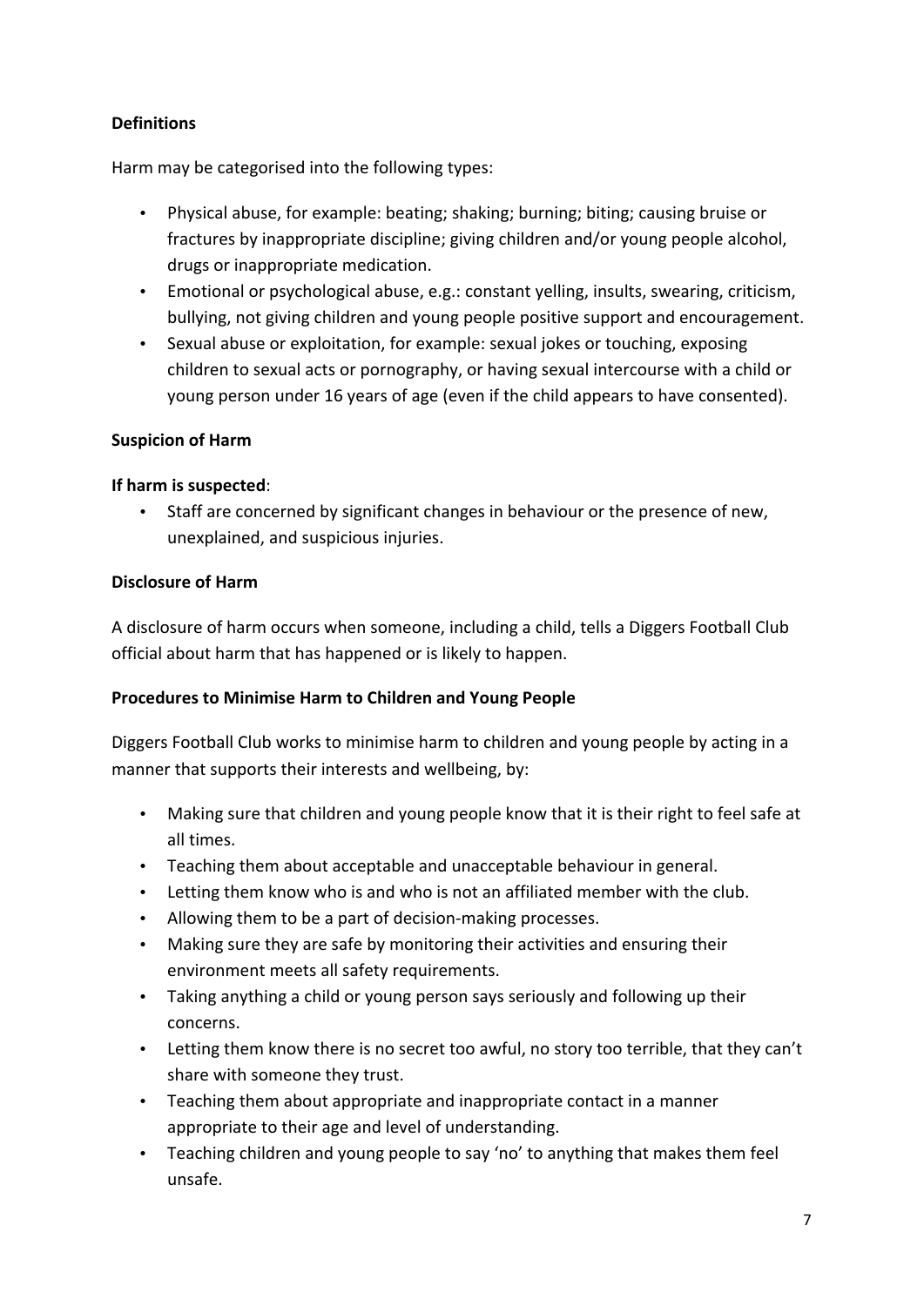**Definitions**

Harm may be categorised into the following types:

- Physical abuse, for example: beating; shaking; burning; biting; causing bruise or fractures by inappropriate discipline; giving children and/or young people alcohol, drugs or inappropriate medication.
- Emotional or psychological abuse, e.g.: constant yelling, insults, swearing, criticism, bullying, not giving children and young people positive support and encouragement.
- Sexual abuse or exploitation, for example: sexual jokes or touching, exposing children to sexual acts or pornography, or having sexual intercourse with a child or young person under 16 years of age (even if the child appears to have consented).

**Suspicion of Harm**

**If harm is suspected**:

- Staff are concerned by significant changes in behaviour or the presence of new, unexplained, and suspicious injuries.

**Disclosure of Harm**

A disclosure of harm occurs when someone, including a child, tells a Diggers Football Club official about harm that has happened or is likely to happen.

**Procedures to Minimise Harm to Children and Young People**

Diggers Football Club works to minimise harm to children and young people by acting in a manner that supports their interests and wellbeing, by:

- Making sure that children and young people know that it is their right to feel safe at all times.
- Teaching them about acceptable and unacceptable behaviour in general.
- Letting them know who is and who is not an affiliated member with the club.
- Allowing them to be a part of decision-making processes.
- Making sure they are safe by monitoring their activities and ensuring their environment meets all safety requirements.
- Taking anything a child or young person says seriously and following up their concerns.
- Letting them know there is no secret too awful, no story too terrible, that they can't share with someone they trust.
- Teaching them about appropriate and inappropriate contact in a manner appropriate to their age and level of understanding.
- Teaching children and young people to say 'no' to anything that makes them feel unsafe.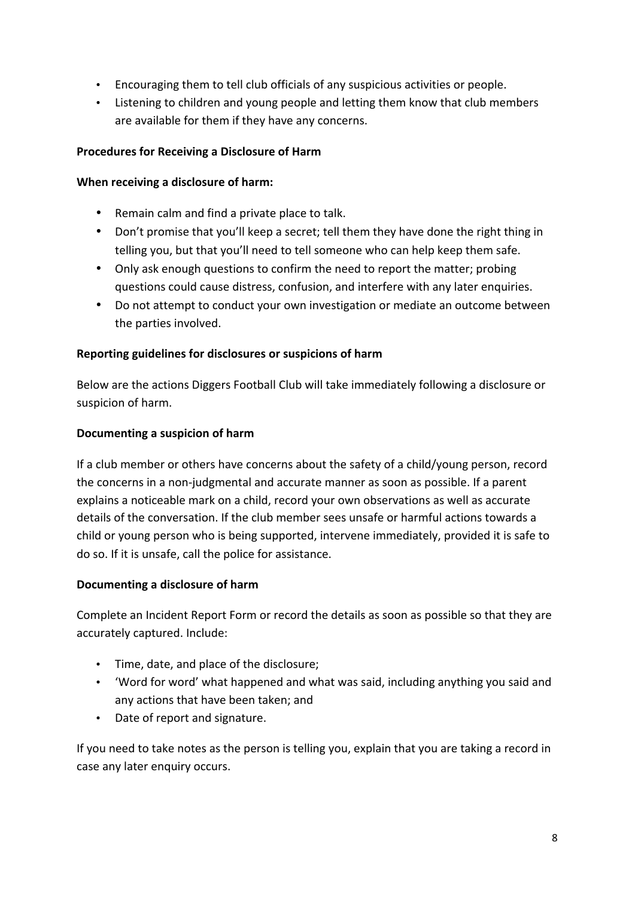- Encouraging them to tell club officials of any suspicious activities or people.
- Listening to children and young people and letting them know that club members are available for them if they have any concerns.

**Procedures for Receiving a Disclosure of Harm**

**When receiving a disclosure of harm:**

- Remain calm and find a private place to talk.
- Don't promise that you'll keep a secret; tell them they have done the right thing in telling you, but that you'll need to tell someone who can help keep them safe.
- Only ask enough questions to confirm the need to report the matter; probing questions could cause distress, confusion, and interfere with any later enquiries.
- Do not attempt to conduct your own investigation or mediate an outcome between the parties involved.

**Reporting guidelines for disclosures or suspicions of harm**

Below are the actions Diggers Football Club will take immediately following a disclosure or suspicion of harm.

**Documenting a suspicion of harm**

If a club member or others have concerns about the safety of a child/young person, record the concerns in a non-judgmental and accurate manner as soon as possible. If a parent explains a noticeable mark on a child, record your own observations as well as accurate details of the conversation. If the club member sees unsafe or harmful actions towards a child or young person who is being supported, intervene immediately, provided it is safe to do so. If it is unsafe, call the police for assistance.

**Documenting a disclosure of harm**

Complete an Incident Report Form or record the details as soon as possible so that they are accurately captured. Include:

- Time, date, and place of the disclosure;
- 'Word for word' what happened and what was said, including anything you said and any actions that have been taken; and
- Date of report and signature.

If you need to take notes as the person is telling you, explain that you are taking a record in case any later enquiry occurs.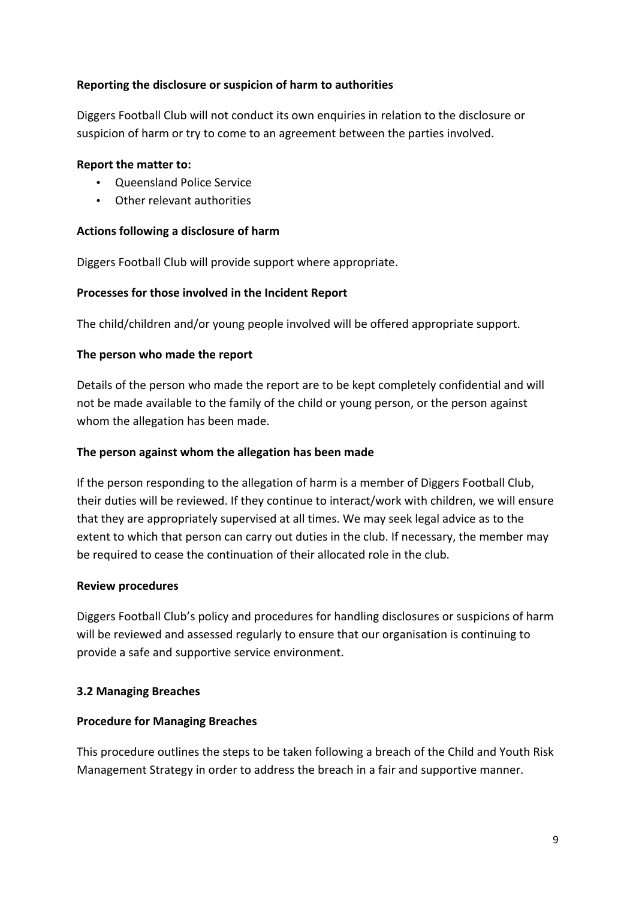**Reporting the disclosure or suspicion of harm to authorities**

Diggers Football Club will not conduct its own enquiries in relation to the disclosure or suspicion of harm or try to come to an agreement between the parties involved.

**Report the matter to:**

- Queensland Police Service
- Other relevant authorities

**Actions following a disclosure of harm**

Diggers Football Club will provide support where appropriate.

**Processes for those involved in the Incident Report**

The child/children and/or young people involved will be offered appropriate support.

**The person who made the report**

Details of the person who made the report are to be kept completely confidential and will not be made available to the family of the child or young person, or the person against whom the allegation has been made.

**The person against whom the allegation has been made**

If the person responding to the allegation of harm is a member of Diggers Football Club, their duties will be reviewed. If they continue to interact/work with children, we will ensure that they are appropriately supervised at all times. We may seek legal advice as to the extent to which that person can carry out duties in the club. If necessary, the member may be required to cease the continuation of their allocated role in the club.

**Review procedures**

Diggers Football Club's policy and procedures for handling disclosures or suspicions of harm will be reviewed and assessed regularly to ensure that our organisation is continuing to provide a safe and supportive service environment.

**3.2 Managing Breaches**

**Procedure for Managing Breaches**

This procedure outlines the steps to be taken following a breach of the Child and Youth Risk Management Strategy in order to address the breach in a fair and supportive manner.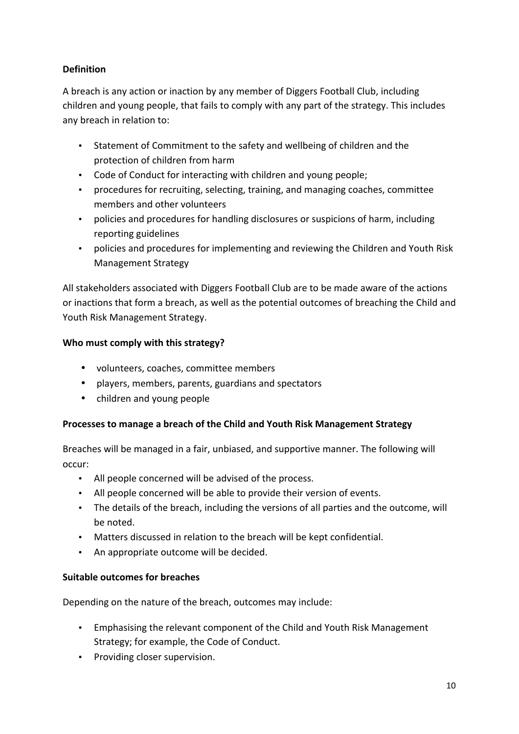**Definition**

A breach is any action or inaction by any member of Diggers Football Club, including children and young people, that fails to comply with any part of the strategy. This includes any breach in relation to:

- Statement of Commitment to the safety and wellbeing of children and the protection of children from harm
- Code of Conduct for interacting with children and young people;
- procedures for recruiting, selecting, training, and managing coaches, committee members and other volunteers
- policies and procedures for handling disclosures or suspicions of harm, including reporting guidelines
- policies and procedures for implementing and reviewing the Children and Youth Risk Management Strategy

All stakeholders associated with Diggers Football Club are to be made aware of the actions or inactions that form a breach, as well as the potential outcomes of breaching the Child and Youth Risk Management Strategy.

**Who must comply with this strategy?**

- volunteers, coaches, committee members
- players, members, parents, guardians and spectators
- children and young people

**Processes to manage a breach of the Child and Youth Risk Management Strategy**

Breaches will be managed in a fair, unbiased, and supportive manner. The following will occur:

- All people concerned will be advised of the process.
- All people concerned will be able to provide their version of events.
- The details of the breach, including the versions of all parties and the outcome, will be noted.
- Matters discussed in relation to the breach will be kept confidential.
- An appropriate outcome will be decided.

**Suitable outcomes for breaches**

Depending on the nature of the breach, outcomes may include:

- Emphasising the relevant component of the Child and Youth Risk Management Strategy; for example, the Code of Conduct.
- Providing closer supervision.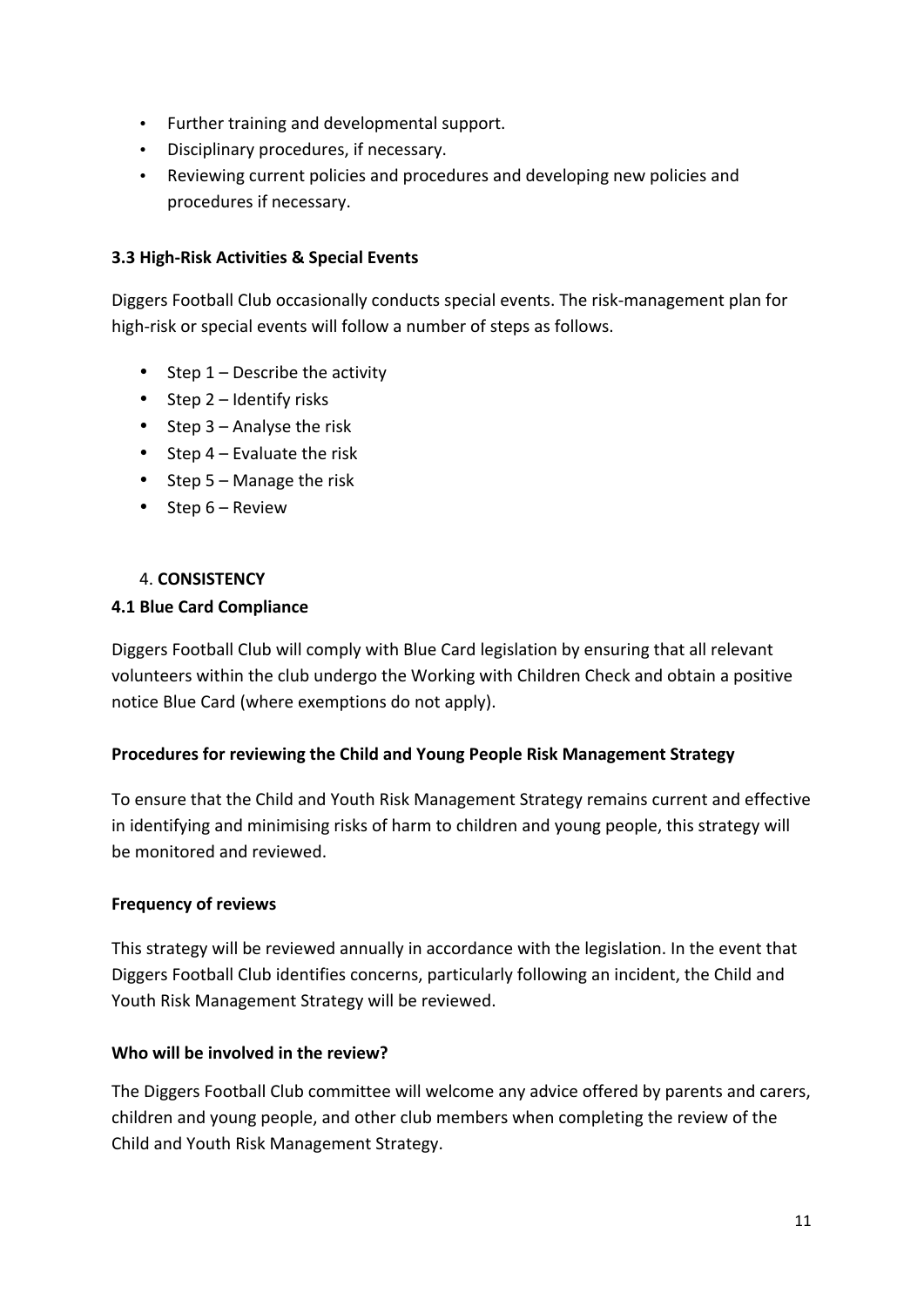- Further training and developmental support.
- Disciplinary procedures, if necessary.
- Reviewing current policies and procedures and developing new policies and procedures if necessary.

**3.3 High-Risk Activities & Special Events**

Diggers Football Club occasionally conducts special events. The risk-management plan for high-risk or special events will follow a number of steps as follows.

- Step 1 – Describe the activity
- Step 2 – Identify risks
- Step 3 – Analyse the risk
- Step 4 – Evaluate the risk
- Step 5 – Manage the risk
- Step 6 – Review

4. **CONSISTENCY**

**4.1 Blue Card Compliance**

Diggers Football Club will comply with Blue Card legislation by ensuring that all relevant volunteers within the club undergo the Working with Children Check and obtain a positive notice Blue Card (where exemptions do not apply).

**Procedures for reviewing the Child and Young People Risk Management Strategy**

To ensure that the Child and Youth Risk Management Strategy remains current and effective in identifying and minimising risks of harm to children and young people, this strategy will be monitored and reviewed.

**Frequency of reviews**

This strategy will be reviewed annually in accordance with the legislation. In the event that Diggers Football Club identifies concerns, particularly following an incident, the Child and Youth Risk Management Strategy will be reviewed.

**Who will be involved in the review?**

The Diggers Football Club committee will welcome any advice offered by parents and carers, children and young people, and other club members when completing the review of the Child and Youth Risk Management Strategy.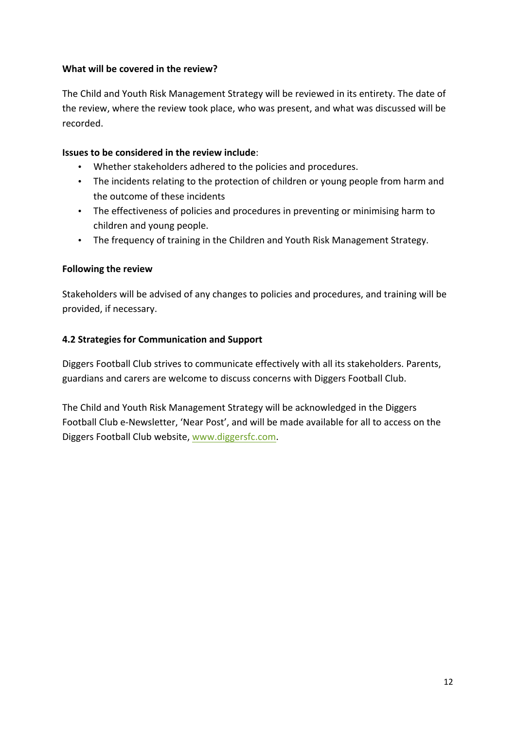**What will be covered in the review?**

The Child and Youth Risk Management Strategy will be reviewed in its entirety. The date of the review, where the review took place, who was present, and what was discussed will be recorded.

**Issues to be considered in the review include**:

- Whether stakeholders adhered to the policies and procedures.
- The incidents relating to the protection of children or young people from harm and the outcome of these incidents
- The effectiveness of policies and procedures in preventing or minimising harm to children and young people.
- The frequency of training in the Children and Youth Risk Management Strategy.

**Following the review**

Stakeholders will be advised of any changes to policies and procedures, and training will be provided, if necessary.

### 4.2 Strategies for Communication and Support

Diggers Football Club strives to communicate effectively with all its stakeholders. Parents, guardians and carers are welcome to discuss concerns with Diggers Football Club.

The Child and Youth Risk Management Strategy will be acknowledged in the Diggers Football Club e-Newsletter, 'Near Post', and will be made available for all to access on the Diggers Football Club website, [www.diggersfc.com](http://www.diggersfc.com).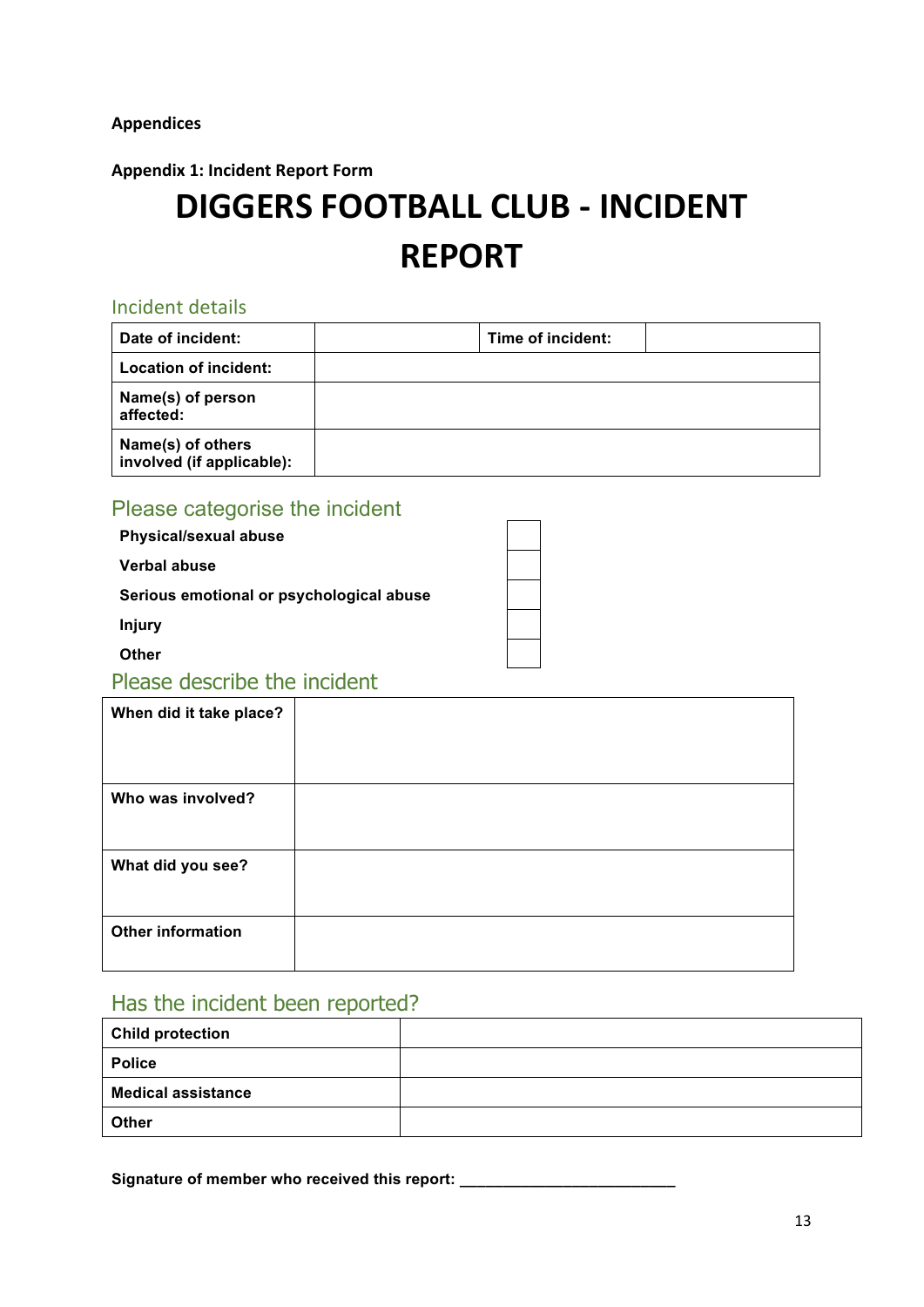**Appendices**

**Appendix 1: Incident Report Form**

# DIGGERS FOOTBALL CLUB - INCIDENT REPORT

## Incident details

| | | | |
|---|---|---|---|
| **Date of incident:** | | **Time of incident:** | |
| **Location of incident:** | | | |
| **Name(s) of person affected:** | | | |
| **Name(s) of others involved (if applicable):** | | | |

## Please categorise the incident

| | |
|---|---|
| **Physical/sexual abuse** | |
| **Verbal abuse** | |
| **Serious emotional or psychological abuse** | |
| **Injury** | |
| **Other** | |

## Please describe the incident

| | |
|---|---|
| **When did it take place?** | |
| **Who was involved?** | |
| **What did you see?** | |
| **Other information** | |

## Has the incident been reported?

| | |
|---|---|
| **Child protection** | |
| **Police** | |
| **Medical assistance** | |
| **Other** | |

**Signature of member who received this report: ___________________________**